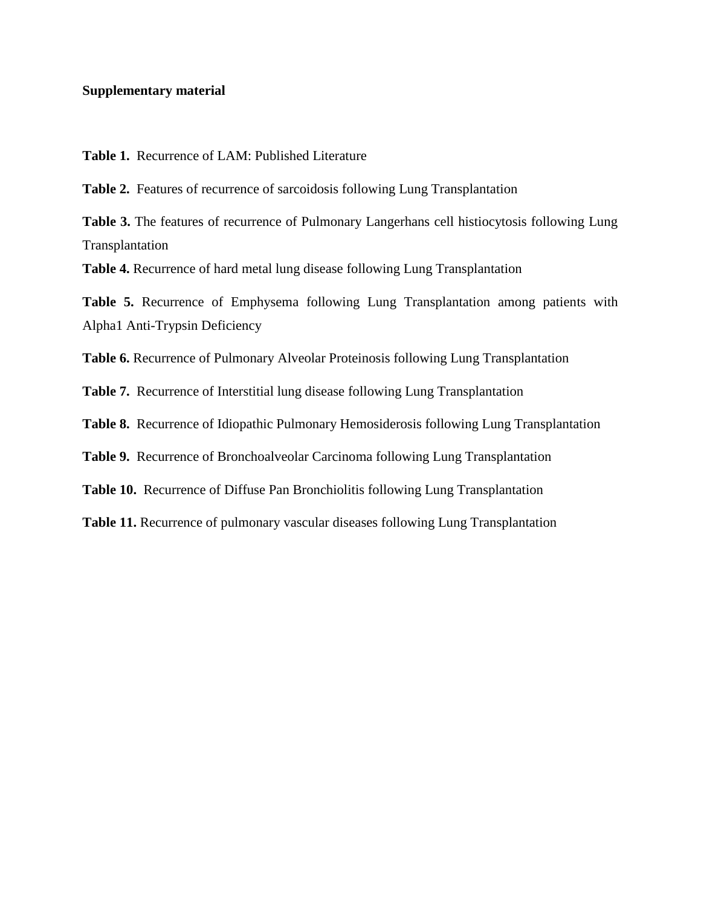**Supplementary material**

**Table 1.** Recurrence of LAM: Published Literature

**Table 2.** Features of recurrence of sarcoidosis following Lung Transplantation

**Table 3.** The features of recurrence of Pulmonary Langerhans cell histiocytosis following Lung Transplantation

**Table 4.** Recurrence of hard metal lung disease following Lung Transplantation

**Table 5.** Recurrence of Emphysema following Lung Transplantation among patients with Alpha1 Anti-Trypsin Deficiency

**Table 6.** Recurrence of Pulmonary Alveolar Proteinosis following Lung Transplantation

**Table 7.** Recurrence of Interstitial lung disease following Lung Transplantation

**Table 8.** Recurrence of Idiopathic Pulmonary Hemosiderosis following Lung Transplantation

**Table 9.** Recurrence of Bronchoalveolar Carcinoma following Lung Transplantation

**Table 10.** Recurrence of Diffuse Pan Bronchiolitis following Lung Transplantation

**Table 11.** Recurrence of pulmonary vascular diseases following Lung Transplantation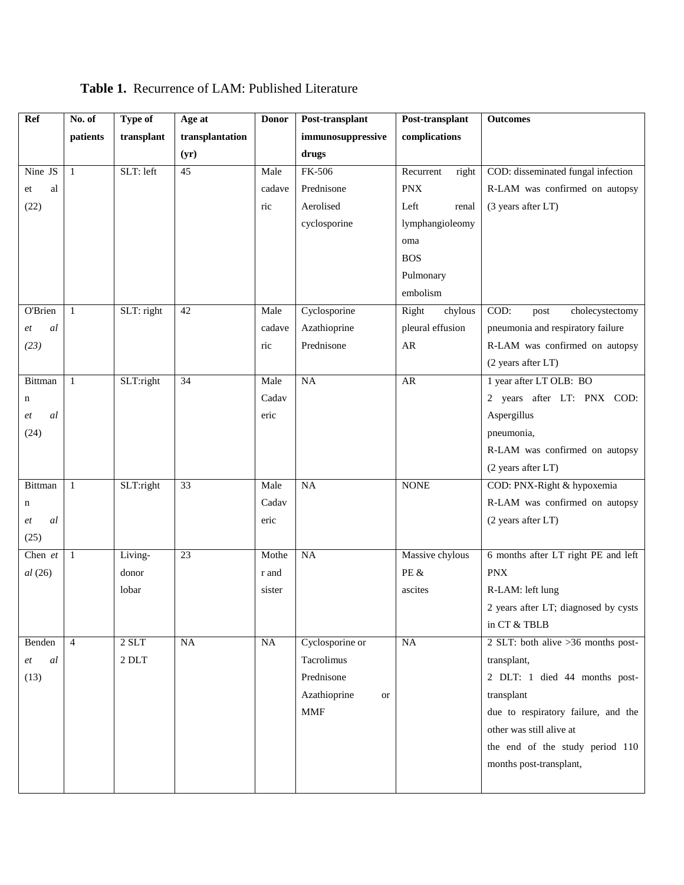**Table 1.** Recurrence of LAM: Published Literature

| Ref | No. of patients | Type of transplant | Age at transplantation (yr) | Donor | Post-transplant immunosuppressive drugs | Post-transplant complications | Outcomes |
|---|---|---|---|---|---|---|---|
| Nine JS et al (22) | 1 | SLT: left | 45 | Male cadaveric | FK-506 Prednisone Aerolised cyclosporine | Recurrent right PNX Left renal lymphangioleomyoma BOS Pulmonary embolism | COD: disseminated fungal infection R-LAM was confirmed on autopsy (3 years after LT) |
| O'Brien *et al (23)* | 1 | SLT: right | 42 | Male cadaveric | Cyclosporine Azathioprine Prednisone | Right chylous pleural effusion AR | COD: post cholecystectomy pneumonia and respiratory failure R-LAM was confirmed on autopsy (2 years after LT) |
| Bittmann *et al* (24) | 1 | SLT:right | 34 | Male Cadaveric | NA | AR | 1 year after LT OLB: BO 2 years after LT: PNX COD: Aspergillus pneumonia, R-LAM was confirmed on autopsy (2 years after LT) |
| Bittmann *et al* (25) | 1 | SLT:right | 33 | Male Cadaveric | NA | NONE | COD: PNX-Right & hypoxemia R-LAM was confirmed on autopsy (2 years after LT) |
| Chen *et al* (26) | 1 | Living-donor lobar | 23 | Mother and sister | NA | Massive chylous PE & ascites | 6 months after LT right PE and left PNX R-LAM: left lung 2 years after LT; diagnosed by cysts in CT & TBLB |
| Benden *et al* (13) | 4 | 2 SLT 2 DLT | NA | NA | Cyclosporine or Tacrolimus Prednisone Azathioprine or MMF | NA | 2 SLT: both alive >36 months post-transplant, 2 DLT: 1 died 44 months post-transplant due to respiratory failure, and the other was still alive at the end of the study period 110 months post-transplant, |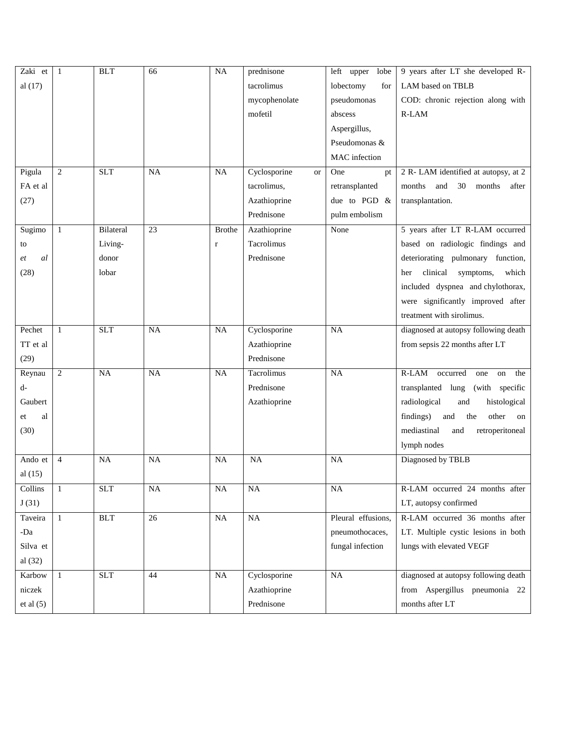| | | | | | | | |
|---|---|---|---|---|---|---|---|
| Zaki et al (17) | 1 | BLT | 66 | NA | prednisone tacrolimus mycophenolate mofetil | left upper lobe lobectomy for pseudomonas abscess Aspergillus, Pseudomonas & MAC infection | 9 years after LT she developed R-LAM based on TBLB COD: chronic rejection along with R-LAM |
| Pigula FA et al (27) | 2 | SLT | NA | NA | Cyclosporine or tacrolimus, Azathioprine Prednisone | One pt retransplanted due to PGD & pulm embolism | 2 R- LAM identified at autopsy, at 2 months and 30 months after transplantation. |
| Sugimoto *et al* (28) | 1 | Bilateral Living-donor lobar | 23 | Brother | Azathioprine Tacrolimus Prednisone | None | 5 years after LT R-LAM occurred based on radiologic findings and deteriorating pulmonary function, her clinical symptoms, which included dyspnea and chylothorax, were significantly improved after treatment with sirolimus. |
| Pechet TT et al (29) | 1 | SLT | NA | NA | Cyclosporine Azathioprine Prednisone | NA | diagnosed at autopsy following death from sepsis 22 months after LT |
| Reynaud-Gaubert et al (30) | 2 | NA | NA | NA | Tacrolimus Prednisone Azathioprine | NA | R-LAM occurred one on the transplanted lung (with specific radiological and histological findings) and the other on mediastinal and retroperitoneal lymph nodes |
| Ando et al (15) | 4 | NA | NA | NA | NA | NA | Diagnosed by TBLB |
| Collins J (31) | 1 | SLT | NA | NA | NA | NA | R-LAM occurred 24 months after LT, autopsy confirmed |
| Taveira-Da Silva et al (32) | 1 | BLT | 26 | NA | NA | Pleural effusions, pneumothocaces, fungal infection | R-LAM occurred 36 months after LT. Multiple cystic lesions in both lungs with elevated VEGF |
| Karbowniczek et al (5) | 1 | SLT | 44 | NA | Cyclosporine Azathioprine Prednisone | NA | diagnosed at autopsy following death from Aspergillus pneumonia 22 months after LT |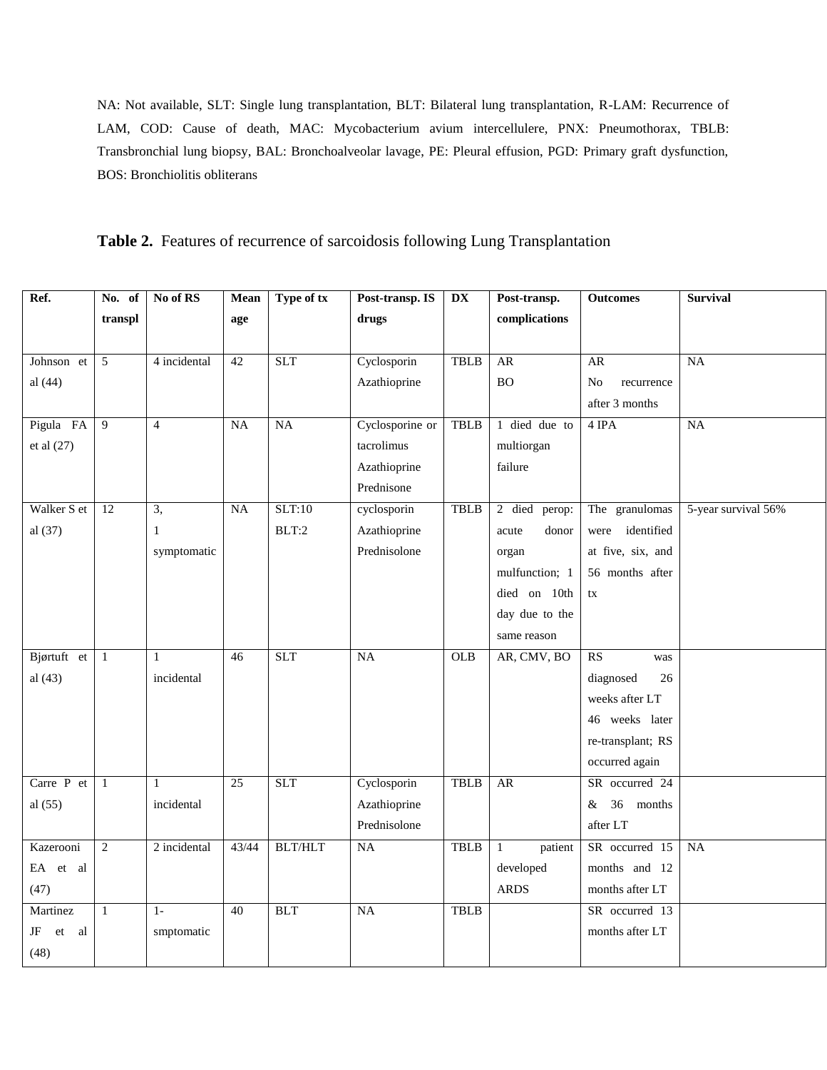NA: Not available, SLT: Single lung transplantation, BLT: Bilateral lung transplantation, R-LAM: Recurrence of LAM, COD: Cause of death, MAC: Mycobacterium avium intercellulere, PNX: Pneumothorax, TBLB: Transbronchial lung biopsy, BAL: Bronchoalveolar lavage, PE: Pleural effusion, PGD: Primary graft dysfunction, BOS: Bronchiolitis obliterans

**Table 2.** Features of recurrence of sarcoidosis following Lung Transplantation

| Ref. | No. of transpl | No of RS | Mean age | Type of tx | Post-transp. IS drugs | DX | Post-transp. complications | Outcomes | Survival |
|---|---|---|---|---|---|---|---|---|---|
| Johnson et al (44) | 5 | 4 incidental | 42 | SLT | Cyclosporin Azathioprine | TBLB | AR BO | AR No recurrence after 3 months | NA |
| Pigula FA et al (27) | 9 | 4 | NA | NA | Cyclosporine or tacrolimus Azathioprine Prednisone | TBLB | 1 died due to multiorgan failure | 4 IPA | NA |
| Walker S et al (37) | 12 | 3, 1 symptomatic | NA | SLT:10 BLT:2 | cyclosporin Azathioprine Prednisolone | TBLB | 2 died perop: acute donor organ mulfunction; 1 died on 10th day due to the same reason | The granulomas were identified at five, six, and 56 months after tx | 5-year survival 56% |
| Bjørtuft et al (43) | 1 | 1 incidental | 46 | SLT | NA | OLB | AR, CMV, BO | RS was diagnosed 26 weeks after LT 46 weeks later re-transplant; RS occurred again | |
| Carre P et al (55) | 1 | 1 incidental | 25 | SLT | Cyclosporin Azathioprine Prednisolone | TBLB | AR | SR occurred 24 & 36 months after LT | |
| Kazerooni EA et al (47) | 2 | 2 incidental | 43/44 | BLT/HLT | NA | TBLB | 1 patient developed ARDS | SR occurred 15 months and 12 months after LT | NA |
| Martinez JF et al (48) | 1 | 1- smptomatic | 40 | BLT | NA | TBLB | | SR occurred 13 months after LT | |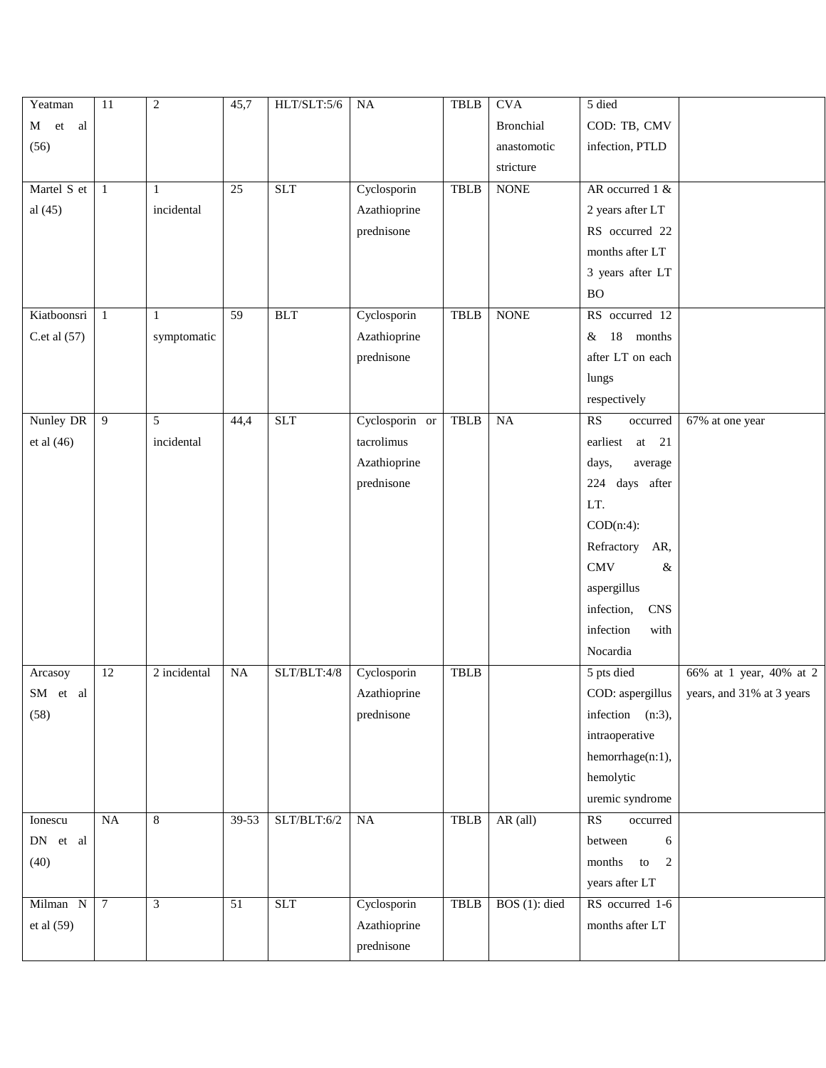| Yeatman M et al (56) | 11 | 2 | 45,7 | HLT/SLT:5/6 | NA | TBLB | CVA Bronchial anastomotic stricture | 5 died COD: TB, CMV infection, PTLD | |
|---|---|---|---|---|---|---|---|---|---|
| Martel S et al (45) | 1 | 1 incidental | 25 | SLT | Cyclosporin Azathioprine prednisone | TBLB | NONE | AR occurred 1 & 2 years after LT RS occurred 22 months after LT 3 years after LT BO | |
| Kiatboonsri C.et al (57) | 1 | 1 symptomatic | 59 | BLT | Cyclosporin Azathioprine prednisone | TBLB | NONE | RS occurred 12 & 18 months after LT on each lungs respectively | |
| Nunley DR et al (46) | 9 | 5 incidental | 44,4 | SLT | Cyclosporin or tacrolimus Azathioprine prednisone | TBLB | NA | RS occurred earliest at 21 days, average 224 days after LT. COD(n:4): Refractory AR, CMV & aspergillus infection, CNS infection with Nocardia | 67% at one year |
| Arcasoy SM et al (58) | 12 | 2 incidental | NA | SLT/BLT:4/8 | Cyclosporin Azathioprine prednisone | TBLB | | 5 pts died COD: aspergillus infection (n:3), intraoperative hemorrhage(n:1), hemolytic uremic syndrome | 66% at 1 year, 40% at 2 years, and 31% at 3 years |
| Ionescu DN et al (40) | NA | 8 | 39-53 | SLT/BLT:6/2 | NA | TBLB | AR (all) | RS occurred between 6 months to 2 years after LT | |
| Milman N et al (59) | 7 | 3 | 51 | SLT | Cyclosporin Azathioprine prednisone | TBLB | BOS (1): died | RS occurred 1-6 months after LT | |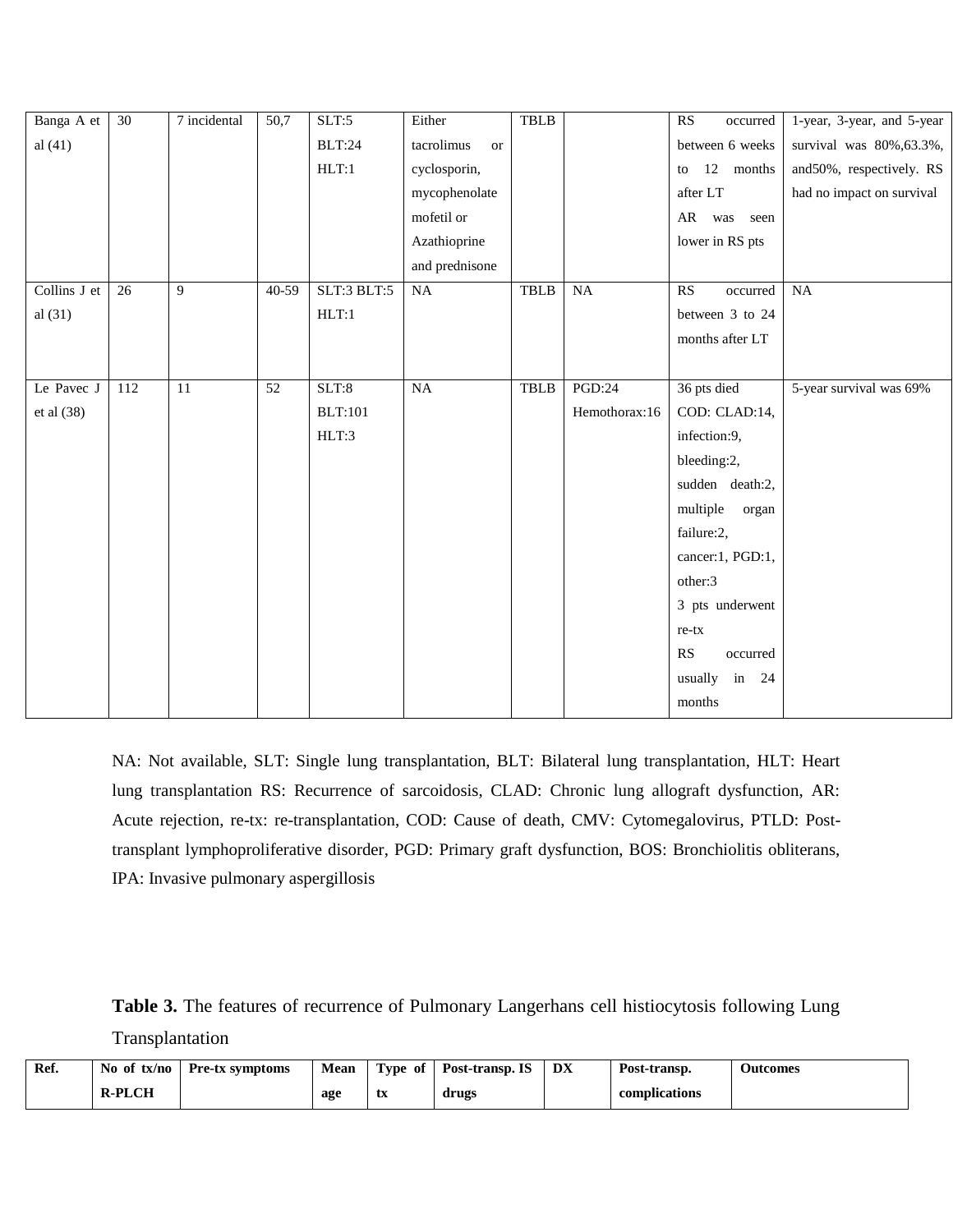| Banga A et al (41) | 30 | 7 incidental | 50,7 | SLT:5 BLT:24 HLT:1 | Either tacrolimus or cyclosporin, mycophenolate mofetil or Azathioprine and prednisone | TBLB | | RS occurred between 6 weeks to 12 months after LT AR was seen lower in RS pts | 1-year, 3-year, and 5-year survival was 80%,63.3%, and50%, respectively. RS had no impact on survival |
|---|---|---|---|---|---|---|---|---|---|
| Collins J et al (31) | 26 | 9 | 40-59 | SLT:3 BLT:5 HLT:1 | NA | TBLB | NA | RS occurred between 3 to 24 months after LT | NA |
| Le Pavec J et al (38) | 112 | 11 | 52 | SLT:8 BLT:101 HLT:3 | NA | TBLB | PGD:24 Hemothorax:16 | 36 pts died COD: CLAD:14, infection:9, bleeding:2, sudden death:2, multiple organ failure:2, cancer:1, PGD:1, other:3 3 pts underwent re-tx RS occurred usually in 24 months | 5-year survival was 69% |

NA: Not available, SLT: Single lung transplantation, BLT: Bilateral lung transplantation, HLT: Heart lung transplantation RS: Recurrence of sarcoidosis, CLAD: Chronic lung allograft dysfunction, AR: Acute rejection, re-tx: re-transplantation, COD: Cause of death, CMV: Cytomegalovirus, PTLD: Post-transplant lymphoproliferative disorder, PGD: Primary graft dysfunction, BOS: Bronchiolitis obliterans, IPA: Invasive pulmonary aspergillosis

**Table 3.** The features of recurrence of Pulmonary Langerhans cell histiocytosis following Lung Transplantation

| Ref. | No of tx/no R-PLCH | Pre-tx symptoms | Mean age | Type of tx | Post-transp. IS drugs | DX | Post-transp. complications | Outcomes |
|---|---|---|---|---|---|---|---|---|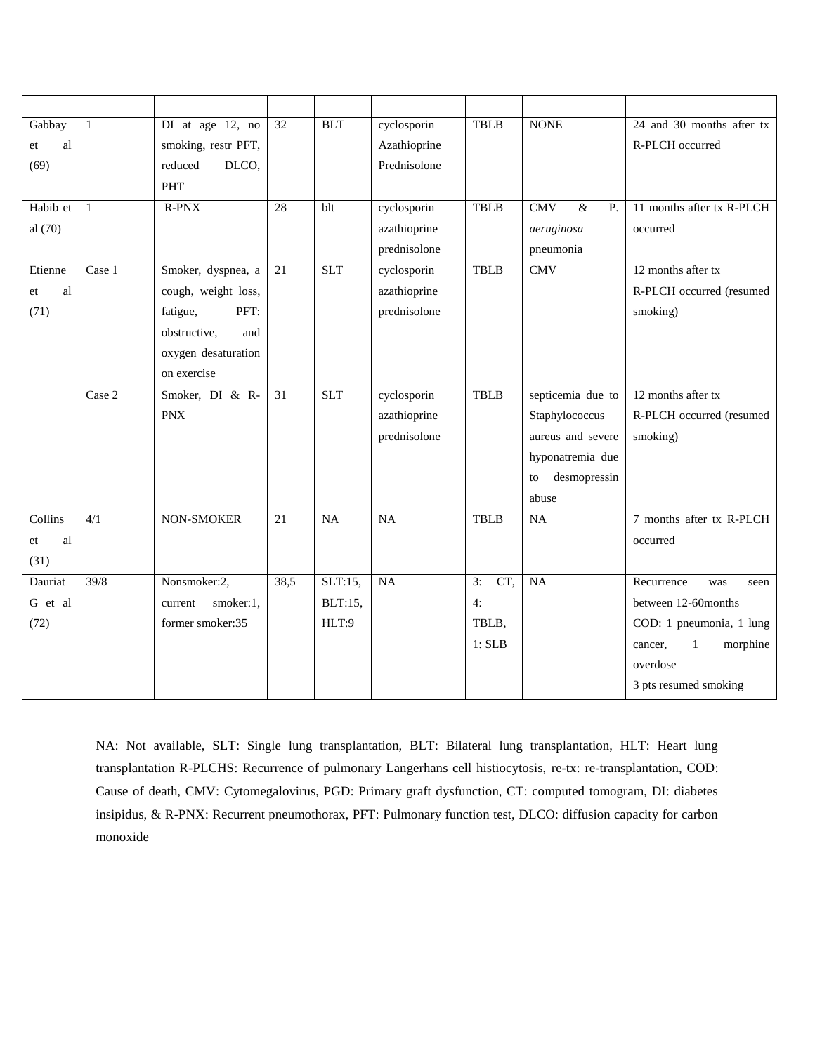| | | | | | | | | |
|---|---|---|---|---|---|---|---|---|
| Gabbay et al (69) | 1 | DI at age 12, no smoking, restr PFT, reduced DLCO, PHT | 32 | BLT | cyclosporin Azathioprine Prednisolone | TBLB | NONE | 24 and 30 months after tx R-PLCH occurred |
| Habib et al (70) | 1 | R-PNX | 28 | blt | cyclosporin azathioprine prednisolone | TBLB | CMV & P. *aeruginosa* pneumonia | 11 months after tx R-PLCH occurred |
| Etienne et al (71) | Case 1 | Smoker, dyspnea, a cough, weight loss, fatigue, PFT: obstructive, and oxygen desaturation on exercise | 21 | SLT | cyclosporin azathioprine prednisolone | TBLB | CMV | 12 months after tx R-PLCH occurred (resumed smoking) |
| | Case 2 | Smoker, DI & R-PNX | 31 | SLT | cyclosporin azathioprine prednisolone | TBLB | septicemia due to Staphylococcus aureus and severe hyponatremia due to desmopressin abuse | 12 months after tx R-PLCH occurred (resumed smoking) |
| Collins et al (31) | 4/1 | NON-SMOKER | 21 | NA | NA | TBLB | NA | 7 months after tx R-PLCH occurred |
| Dauriat G et al (72) | 39/8 | Nonsmoker:2, current smoker:1, former smoker:35 | 38,5 | SLT:15, BLT:15, HLT:9 | NA | 3: CT, 4: TBLB, 1: SLB | NA | Recurrence was seen between 12-60months COD: 1 pneumonia, 1 lung cancer, 1 morphine overdose 3 pts resumed smoking |

NA: Not available, SLT: Single lung transplantation, BLT: Bilateral lung transplantation, HLT: Heart lung transplantation R-PLCHS: Recurrence of pulmonary Langerhans cell histiocytosis, re-tx: re-transplantation, COD: Cause of death, CMV: Cytomegalovirus, PGD: Primary graft dysfunction, CT: computed tomogram, DI: diabetes insipidus, & R-PNX: Recurrent pneumothorax, PFT: Pulmonary function test, DLCO: diffusion capacity for carbon monoxide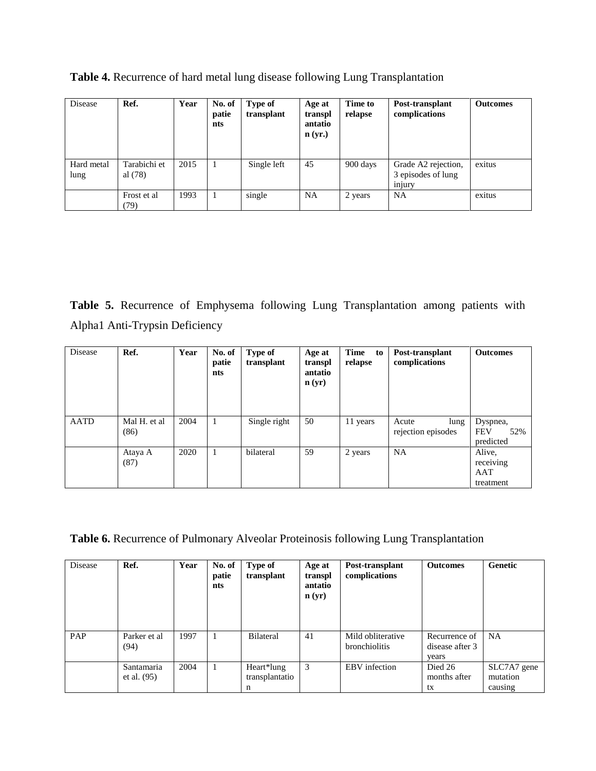**Table 4.** Recurrence of hard metal lung disease following Lung Transplantation

| Disease | Ref. | Year | No. of patients | Type of transplant | Age at transplantation (yr.) | Time to relapse | Post-transplant complications | Outcomes |
|---|---|---|---|---|---|---|---|---|
| Hard metal lung | Tarabichi et al (78) | 2015 | 1 | Single left | 45 | 900 days | Grade A2 rejection, 3 episodes of lung injury | exitus |
| | Frost et al (79) | 1993 | 1 | single | NA | 2 years | NA | exitus |

**Table 5.** Recurrence of Emphysema following Lung Transplantation among patients with Alpha1 Anti-Trypsin Deficiency

| Disease | Ref. | Year | No. of patients | Type of transplant | Age at transplantation (yr) | Time to relapse | Post-transplant complications | Outcomes |
|---|---|---|---|---|---|---|---|---|
| AATD | Mal H. et al (86) | 2004 | 1 | Single right | 50 | 11 years | Acute lung rejection episodes | Dyspnea, FEV 52% predicted |
| | Ataya A (87) | 2020 | 1 | bilateral | 59 | 2 years | NA | Alive, receiving AAT treatment |

**Table 6.** Recurrence of Pulmonary Alveolar Proteinosis following Lung Transplantation

| Disease | Ref. | Year | No. of patients | Type of transplant | Age at transplantation (yr) | Post-transplant complications | Outcomes | Genetic |
|---|---|---|---|---|---|---|---|---|
| PAP | Parker et al (94) | 1997 | 1 | Bilateral | 41 | Mild obliterative bronchiolitis | Recurrence of disease after 3 years | NA |
| | Santamaria et al. (95) | 2004 | 1 | Heart*lung transplantation | 3 | EBV infection | Died 26 months after tx | SLC7A7 gene mutation causing |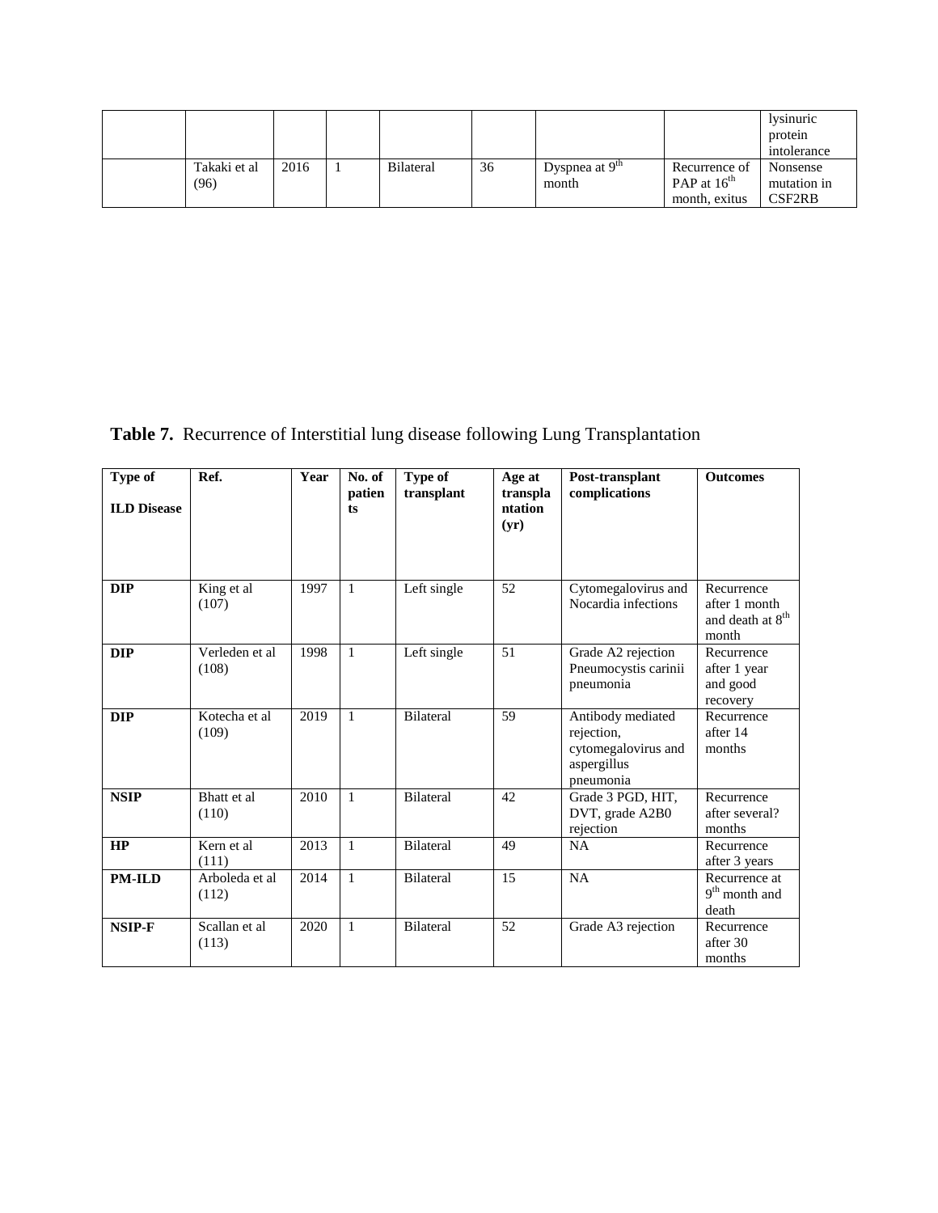| | | | | | | | | |
|---|---|---|---|---|---|---|---|---|
| | | | | | | | | lysinuric protein intolerance |
| | Takaki et al (96) | 2016 | 1 | Bilateral | 36 | Dyspnea at 9[th] month | Recurrence of PAP at 16[th] month, exitus | Nonsense mutation in CSF2RB |

**Table 7.** Recurrence of Interstitial lung disease following Lung Transplantation

| Type of ILD Disease | Ref. | Year | No. of patients | Type of transplant | Age at transplantation (yr) | Post-transplant complications | Outcomes |
|---|---|---|---|---|---|---|---|
| **DIP** | King et al (107) | 1997 | 1 | Left single | 52 | Cytomegalovirus and Nocardia infections | Recurrence after 1 month and death at 8[th] month |
| **DIP** | Verleden et al (108) | 1998 | 1 | Left single | 51 | Grade A2 rejection Pneumocystis carinii pneumonia | Recurrence after 1 year and good recovery |
| **DIP** | Kotecha et al (109) | 2019 | 1 | Bilateral | 59 | Antibody mediated rejection, cytomegalovirus and aspergillus pneumonia | Recurrence after 14 months |
| **NSIP** | Bhatt et al (110) | 2010 | 1 | Bilateral | 42 | Grade 3 PGD, HIT, DVT, grade A2B0 rejection | Recurrence after several? months |
| **HP** | Kern et al (111) | 2013 | 1 | Bilateral | 49 | NA | Recurrence after 3 years |
| **PM-ILD** | Arboleda et al (112) | 2014 | 1 | Bilateral | 15 | NA | Recurrence at 9[th] month and death |
| **NSIP-F** | Scallan et al (113) | 2020 | 1 | Bilateral | 52 | Grade A3 rejection | Recurrence after 30 months |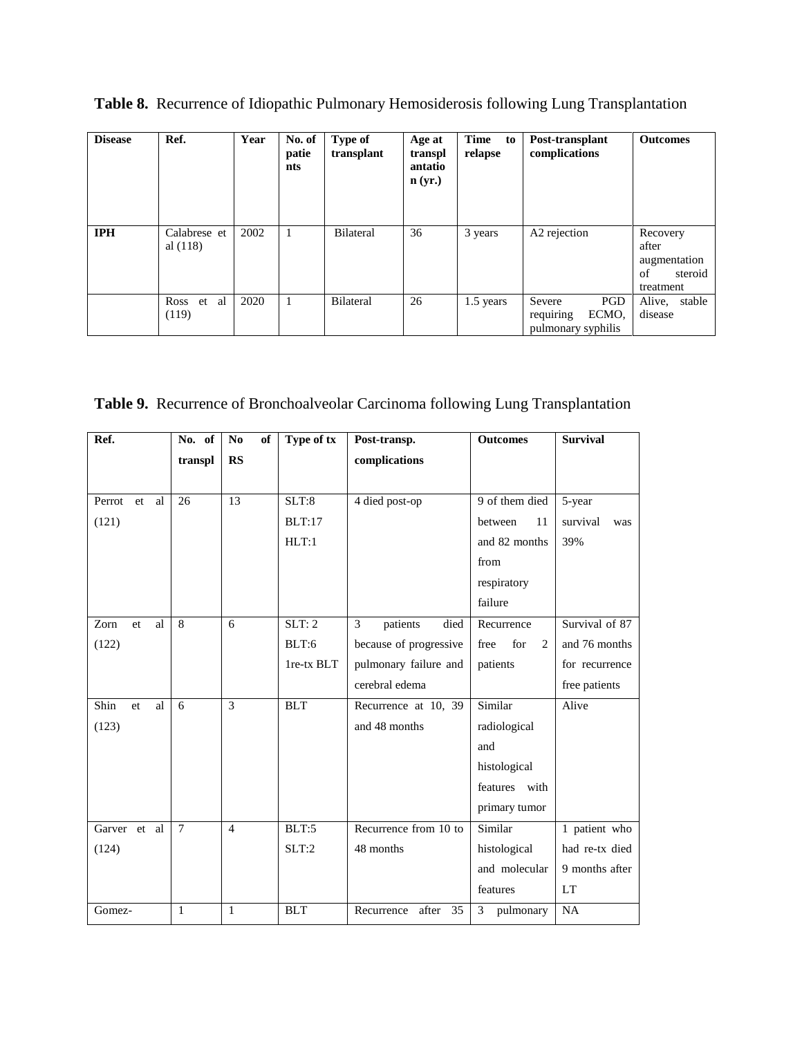**Table 8.** Recurrence of Idiopathic Pulmonary Hemosiderosis following Lung Transplantation

| Disease | Ref. | Year | No. of patients | Type of transplant | Age at transplantation (yr.) | Time to relapse | Post-transplant complications | Outcomes |
|---|---|---|---|---|---|---|---|---|
| **IPH** | Calabrese et al (118) | 2002 | 1 | Bilateral | 36 | 3 years | A2 rejection | Recovery after augmentation of steroid treatment |
| | Ross et al (119) | 2020 | 1 | Bilateral | 26 | 1.5 years | Severe PGD requiring ECMO, pulmonary syphilis | Alive, stable disease |

**Table 9.** Recurrence of Bronchoalveolar Carcinoma following Lung Transplantation

| Ref. | No. of transpl | No of RS | Type of tx | Post-transp. complications | Outcomes | Survival |
|---|---|---|---|---|---|---|
| Perrot et al (121) | 26 | 13 | SLT:8<br>BLT:17<br>HLT:1 | 4 died post-op | 9 of them died between 11 and 82 months from respiratory failure | 5-year survival was 39% |
| Zorn et al (122) | 8 | 6 | SLT: 2<br>BLT:6<br>1re-tx BLT | 3 patients died because of progressive pulmonary failure and cerebral edema | Recurrence free for 2 patients | Survival of 87 and 76 months for recurrence free patients |
| Shin et al (123) | 6 | 3 | BLT | Recurrence at 10, 39 and 48 months | Similar radiological and histological features with primary tumor | Alive |
| Garver et al (124) | 7 | 4 | BLT:5<br>SLT:2 | Recurrence from 10 to 48 months | Similar histological and molecular features | 1 patient who had re-tx died 9 months after LT |
| Gomez- | 1 | 1 | BLT | Recurrence after 35 | 3 pulmonary | NA |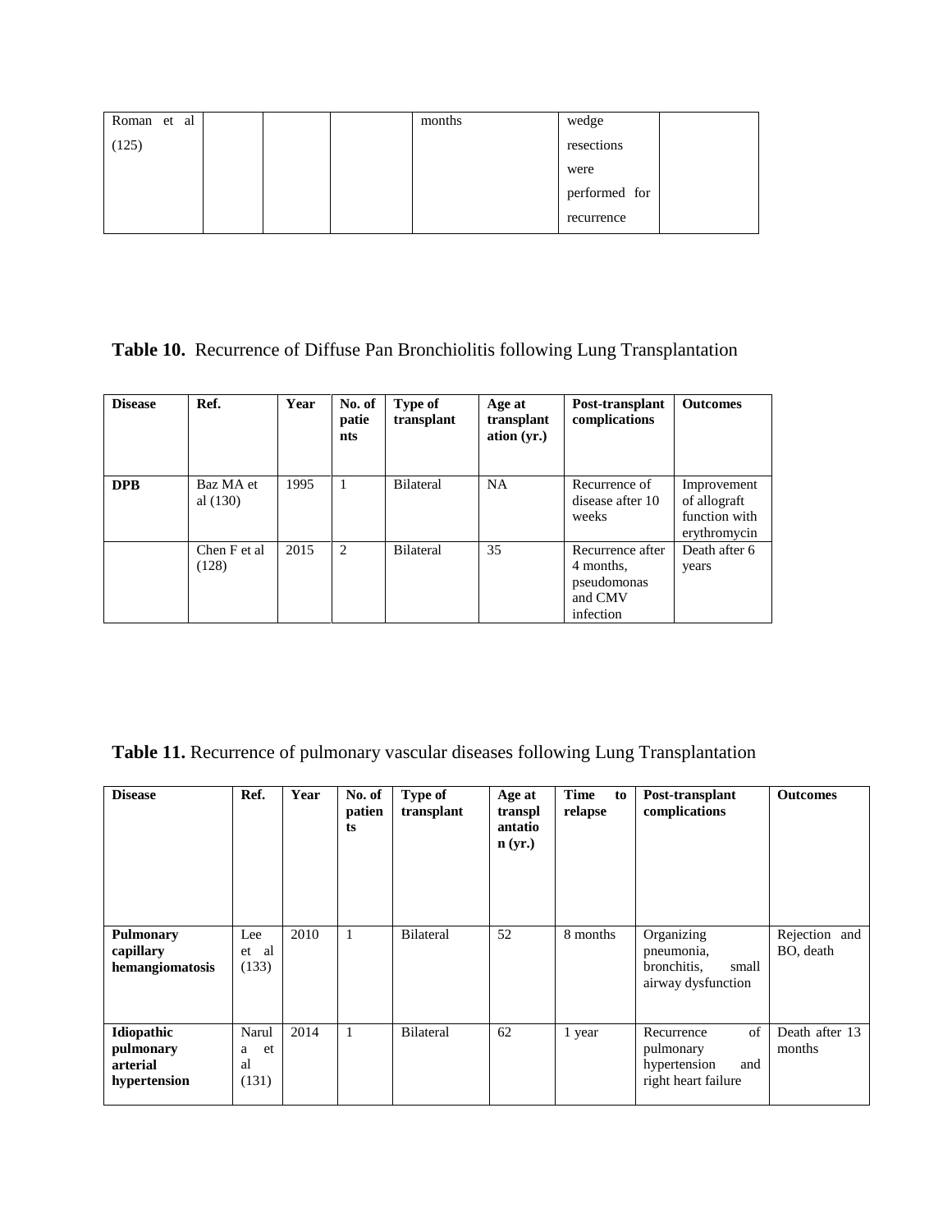| Roman et al (125) | | | | months | wedge resections were performed for recurrence | |
|---|---|---|---|---|---|---|

**Table 10.** Recurrence of Diffuse Pan Bronchiolitis following Lung Transplantation

| Disease | Ref. | Year | No. of patients | Type of transplant | Age at transplantation (yr.) | Post-transplant complications | Outcomes |
|---|---|---|---|---|---|---|---|
| **DPB** | Baz MA et al (130) | 1995 | 1 | Bilateral | NA | Recurrence of disease after 10 weeks | Improvement of allograft function with erythromycin |
| | Chen F et al (128) | 2015 | 2 | Bilateral | 35 | Recurrence after 4 months, pseudomonas and CMV infection | Death after 6 years |

**Table 11.** Recurrence of pulmonary vascular diseases following Lung Transplantation

| Disease | Ref. | Year | No. of patients | Type of transplant | Age at transplantation (yr.) | Time to relapse | Post-transplant complications | Outcomes |
|---|---|---|---|---|---|---|---|---|
| **Pulmonary capillary hemangiomatosis** | Lee et al (133) | 2010 | 1 | Bilateral | 52 | 8 months | Organizing pneumonia, bronchitis, small airway dysfunction | Rejection and BO, death |
| **Idiopathic pulmonary arterial hypertension** | Narula et al (131) | 2014 | 1 | Bilateral | 62 | 1 year | Recurrence of pulmonary hypertension and right heart failure | Death after 13 months |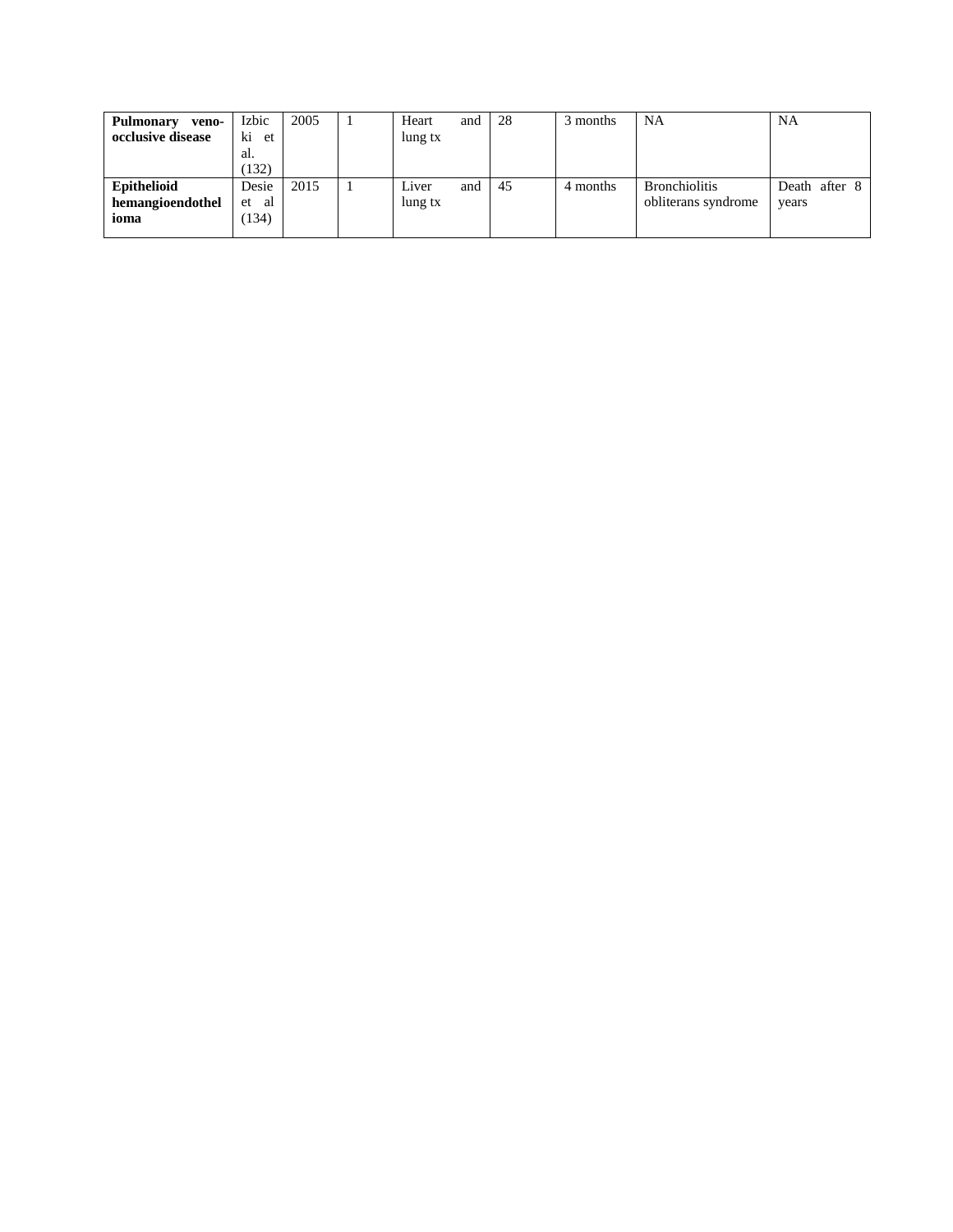| | | | | | | | | |
|---|---|---|---|---|---|---|---|---|
| **Pulmonary veno-occlusive disease** | Izbicki et al. (132) | 2005 | 1 | Heart and lung tx | 28 | 3 months | NA | NA |
| **Epithelioid hemangioendothelioma** | Desie et al (134) | 2015 | 1 | Liver and lung tx | 45 | 4 months | Bronchiolitis obliterans syndrome | Death after 8 years |